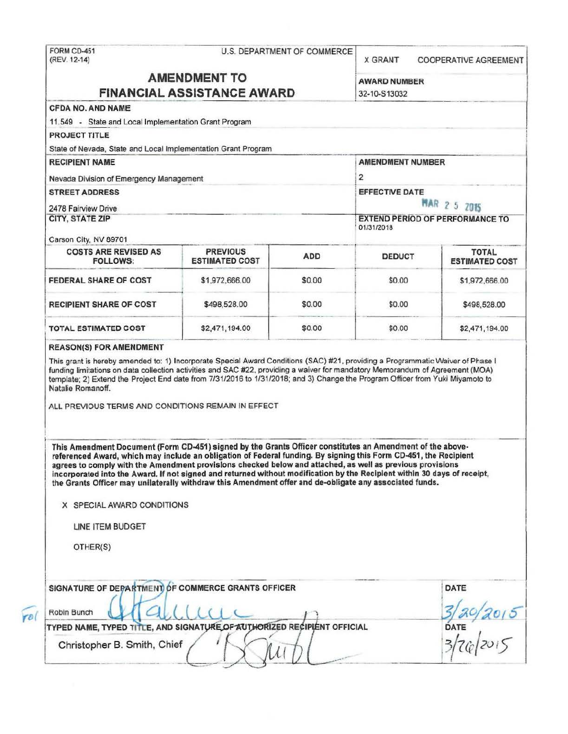FORM CD-451
(REV. 12-14)

U.S. DEPARTMENT OF COMMERCE

X GRANT    COOPERATIVE AGREEMENT

# AMENDMENT TO FINANCIAL ASSISTANCE AWARD

**AWARD NUMBER**
32-10-S13032

**CFDA NO. AND NAME**
11.549 - State and Local Implementation Grant Program

**PROJECT TITLE**
State of Nevada, State and Local Implementation Grant Program

**RECIPIENT NAME**
Nevada Division of Emergency Management

**AMENDMENT NUMBER**
2

**STREET ADDRESS**
2478 Fairview Drive

**EFFECTIVE DATE**
MAR 25 2015

**CITY, STATE ZIP**
Carson City, NV 89701

**EXTEND PERIOD OF PERFORMANCE TO**
01/31/2018

| COSTS ARE REVISED AS FOLLOWS: | PREVIOUS ESTIMATED COST | ADD | DEDUCT | TOTAL ESTIMATED COST |
|---|---|---|---|---|
| FEDERAL SHARE OF COST | $1,972,666.00 | $0.00 | $0.00 | $1,972,666.00 |
| RECIPIENT SHARE OF COST | $498,528.00 | $0.00 | $0.00 | $498,528.00 |
| TOTAL ESTIMATED COST | $2,471,194.00 | $0.00 | $0.00 | $2,471,194.00 |

**REASON(S) FOR AMENDMENT**

This grant is hereby amended to: 1) Incorporate Special Award Conditions (SAC) #21, providing a Programmatic Waiver of Phase I funding limitations on data collection activities and SAC #22, providing a waiver for mandatory Memorandum of Agreement (MOA) template; 2) Extend the Project End date from 7/31/2016 to 1/31/2018; and 3) Change the Program Officer from Yuki Miyamoto to Natalie Romanoff.

ALL PREVIOUS TERMS AND CONDITIONS REMAIN IN EFFECT

**This Amendment Document (Form CD-451) signed by the Grants Officer constitutes an Amendment of the above-referenced Award, which may include an obligation of Federal funding. By signing this Form CD-451, the Recipient agrees to comply with the Amendment provisions checked below and attached, as well as previous provisions incorporated into the Award. If not signed and returned without modification by the Recipient within 30 days of receipt, the Grants Officer may unilaterally withdraw this Amendment offer and de-obligate any associated funds.**

X SPECIAL AWARD CONDITIONS

LINE ITEM BUDGET

OTHER(S)

**SIGNATURE OF DEPARTMENT OF COMMERCE GRANTS OFFICER**
for Robin Bunch

**DATE**
3/20/2015

**TYPED NAME, TYPED TITLE, AND SIGNATURE OF AUTHORIZED RECIPIENT OFFICIAL**
Christopher B. Smith, Chief

**DATE**
3/26/2015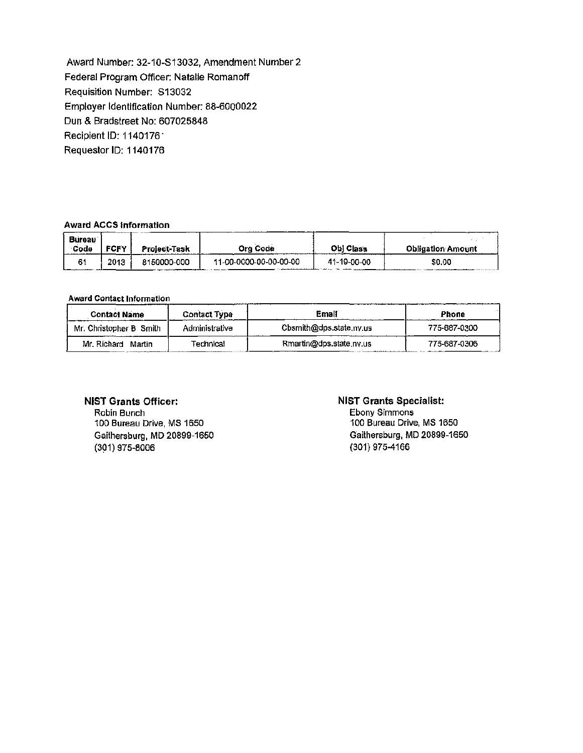Award Number: 32-10-S13032, Amendment Number 2
Federal Program Officer: Natalie Romanoff
Requisition Number: S13032
Employer Identification Number: 88-6000022
Dun & Bradstreet No: 607025848
Recipient ID: 1140176
Requestor ID: 1140176

**Award ACCS Information**

| Bureau Code | FCFY | Project-Task | Org Code | Obj Class | Obligation Amount |
|---|---|---|---|---|---|
| 61 | 2013 | 8150000-000 | 11-00-0000-00-00-00-00 | 41-19-00-00 | $0.00 |

**Award Contact Information**

| Contact Name | Contact Type | Email | Phone |
|---|---|---|---|
| Mr. Christopher B Smith | Administrative | Cbsmith@dps.state.nv.us | 775-687-0300 |
| Mr. Richard Martin | Technical | Rmartin@dps.state.nv.us | 775-687-0306 |

**NIST Grants Officer:**
Robin Bunch
100 Bureau Drive, MS 1650
Gaithersburg, MD 20899-1650
(301) 975-8006

**NIST Grants Specialist:**
Ebony Simmons
100 Bureau Drive, MS 1650
Gaithersburg, MD 20899-1650
(301) 975-4166